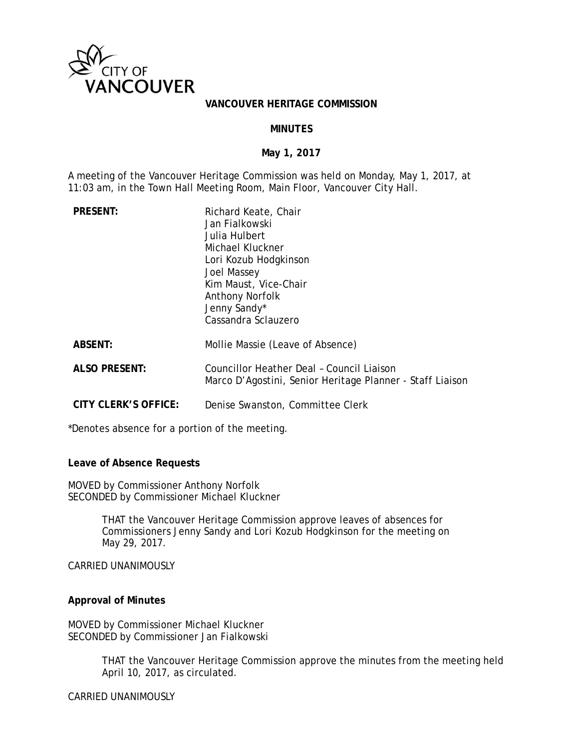**VANCOUVER HERITAGE COMMISSION**

**MINUTES**

**May 1, 2017**

A meeting of the Vancouver Heritage Commission was held on Monday, May 1, 2017, at 11:03 am, in the Town Hall Meeting Room, Main Floor, Vancouver City Hall.

| | |
|---|---|
| **PRESENT:** | Richard Keate, Chair<br>Jan Fialkowski<br>Julia Hulbert<br>Michael Kluckner<br>Lori Kozub Hodgkinson<br>Joel Massey<br>Kim Maust, Vice-Chair<br>Anthony Norfolk<br>Jenny Sandy*<br>Cassandra Sclauzero |
| **ABSENT:** | Mollie Massie (Leave of Absence) |
| **ALSO PRESENT:** | Councillor Heather Deal – Council Liaison<br>Marco D'Agostini, Senior Heritage Planner - Staff Liaison |
| **CITY CLERK'S OFFICE:** | Denise Swanston, Committee Clerk |

*Denotes absence for a portion of the meeting.

**Leave of Absence Requests**

MOVED by Commissioner Anthony Norfolk
SECONDED by Commissioner Michael Kluckner

> THAT the Vancouver Heritage Commission approve leaves of absences for Commissioners Jenny Sandy and Lori Kozub Hodgkinson for the meeting on May 29, 2017.

CARRIED UNANIMOUSLY

**Approval of Minutes**

MOVED by Commissioner Michael Kluckner
SECONDED by Commissioner Jan Fialkowski

> THAT the Vancouver Heritage Commission approve the minutes from the meeting held April 10, 2017, as circulated.

CARRIED UNANIMOUSLY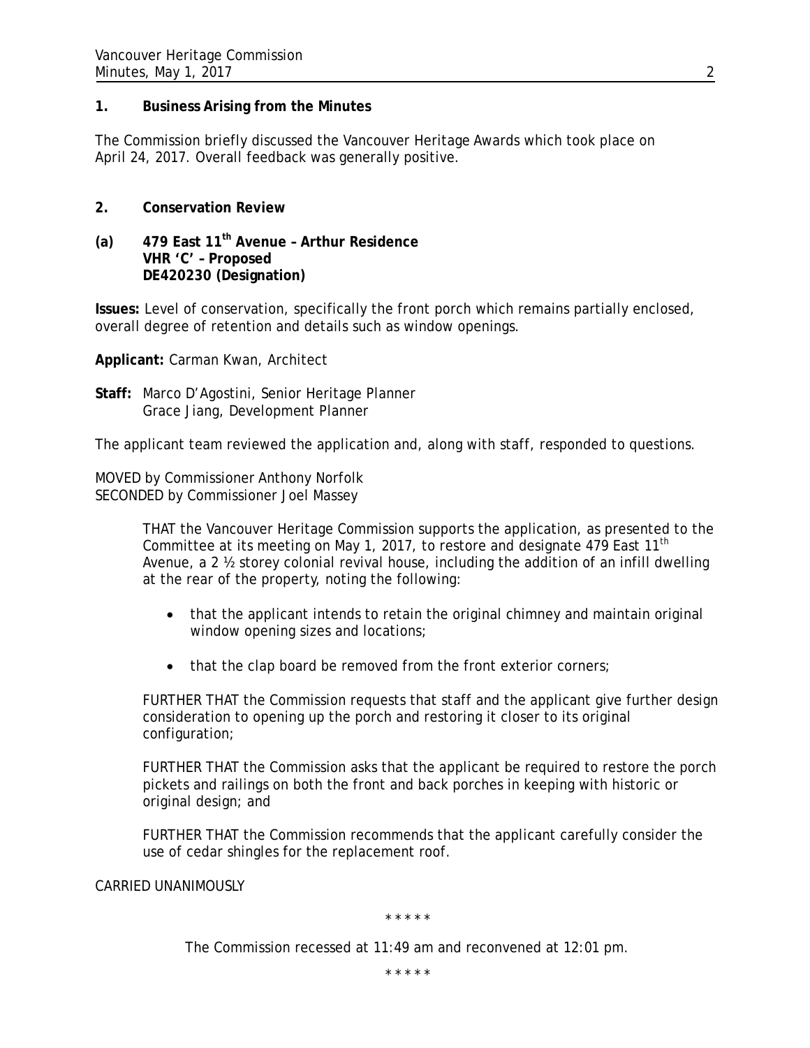## 1. Business Arising from the Minutes

The Commission briefly discussed the Vancouver Heritage Awards which took place on April 24, 2017. Overall feedback was generally positive.

## 2. Conservation Review

### (a) 479 East 11th Avenue – Arthur Residence
**VHR 'C' – Proposed**
**DE420230 (Designation)**

**Issues:** Level of conservation, specifically the front porch which remains partially enclosed, overall degree of retention and details such as window openings.

**Applicant:** Carman Kwan, Architect

**Staff:** Marco D'Agostini, Senior Heritage Planner
Grace Jiang, Development Planner

The applicant team reviewed the application and, along with staff, responded to questions.

MOVED by Commissioner Anthony Norfolk
SECONDED by Commissioner Joel Massey

> THAT the Vancouver Heritage Commission supports the application, as presented to the Committee at its meeting on May 1, 2017, to restore and designate 479 East 11th Avenue, a 2 ½ storey colonial revival house, including the addition of an infill dwelling at the rear of the property, noting the following:
>
> - that the applicant intends to retain the original chimney and maintain original window opening sizes and locations;
> - that the clap board be removed from the front exterior corners;
>
> FURTHER THAT the Commission requests that staff and the applicant give further design consideration to opening up the porch and restoring it closer to its original configuration;
>
> FURTHER THAT the Commission asks that the applicant be required to restore the porch pickets and railings on both the front and back porches in keeping with historic or original design; and
>
> FURTHER THAT the Commission recommends that the applicant carefully consider the use of cedar shingles for the replacement roof.

CARRIED UNANIMOUSLY

\* \* \* \* \*

The Commission recessed at 11:49 am and reconvened at 12:01 pm.

\* \* \* \* \*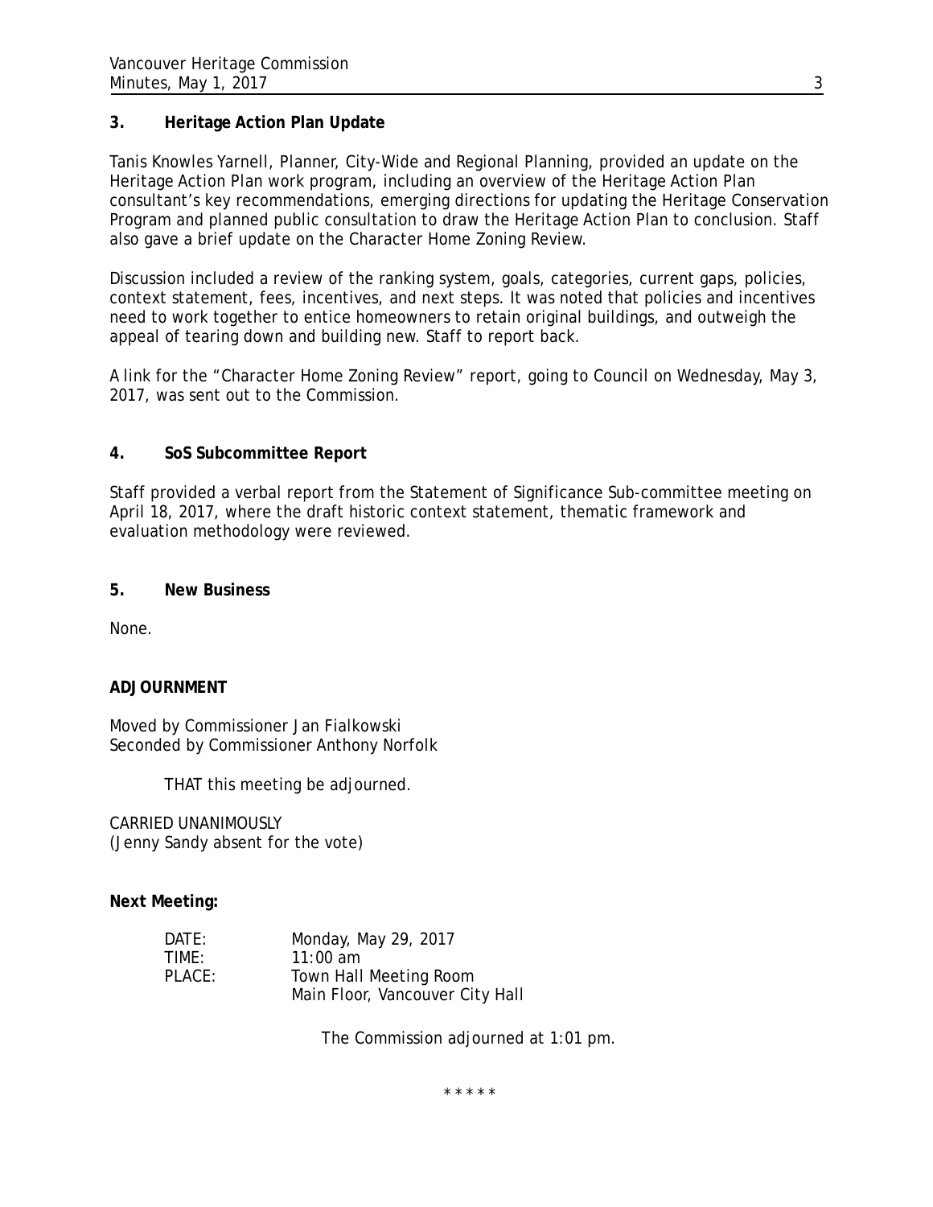### 3. Heritage Action Plan Update

Tanis Knowles Yarnell, Planner, City-Wide and Regional Planning, provided an update on the Heritage Action Plan work program, including an overview of the Heritage Action Plan consultant's key recommendations, emerging directions for updating the Heritage Conservation Program and planned public consultation to draw the Heritage Action Plan to conclusion. Staff also gave a brief update on the Character Home Zoning Review.

Discussion included a review of the ranking system, goals, categories, current gaps, policies, context statement, fees, incentives, and next steps. It was noted that policies and incentives need to work together to entice homeowners to retain original buildings, and outweigh the appeal of tearing down and building new. Staff to report back.

A link for the "Character Home Zoning Review" report, going to Council on Wednesday, May 3, 2017, was sent out to the Commission.

### 4. SoS Subcommittee Report

Staff provided a verbal report from the Statement of Significance Sub-committee meeting on April 18, 2017, where the draft historic context statement, thematic framework and evaluation methodology were reviewed.

### 5. New Business

None.

### ADJOURNMENT

Moved by Commissioner Jan Fialkowski
Seconded by Commissioner Anthony Norfolk

THAT this meeting be adjourned.

CARRIED UNANIMOUSLY
(Jenny Sandy absent for the vote)

**Next Meeting:**

| | |
|---|---|
| DATE: | Monday, May 29, 2017 |
| TIME: | 11:00 am |
| PLACE: | Town Hall Meeting Room<br>Main Floor, Vancouver City Hall |

The Commission adjourned at 1:01 pm.

\* \* \* \* \*